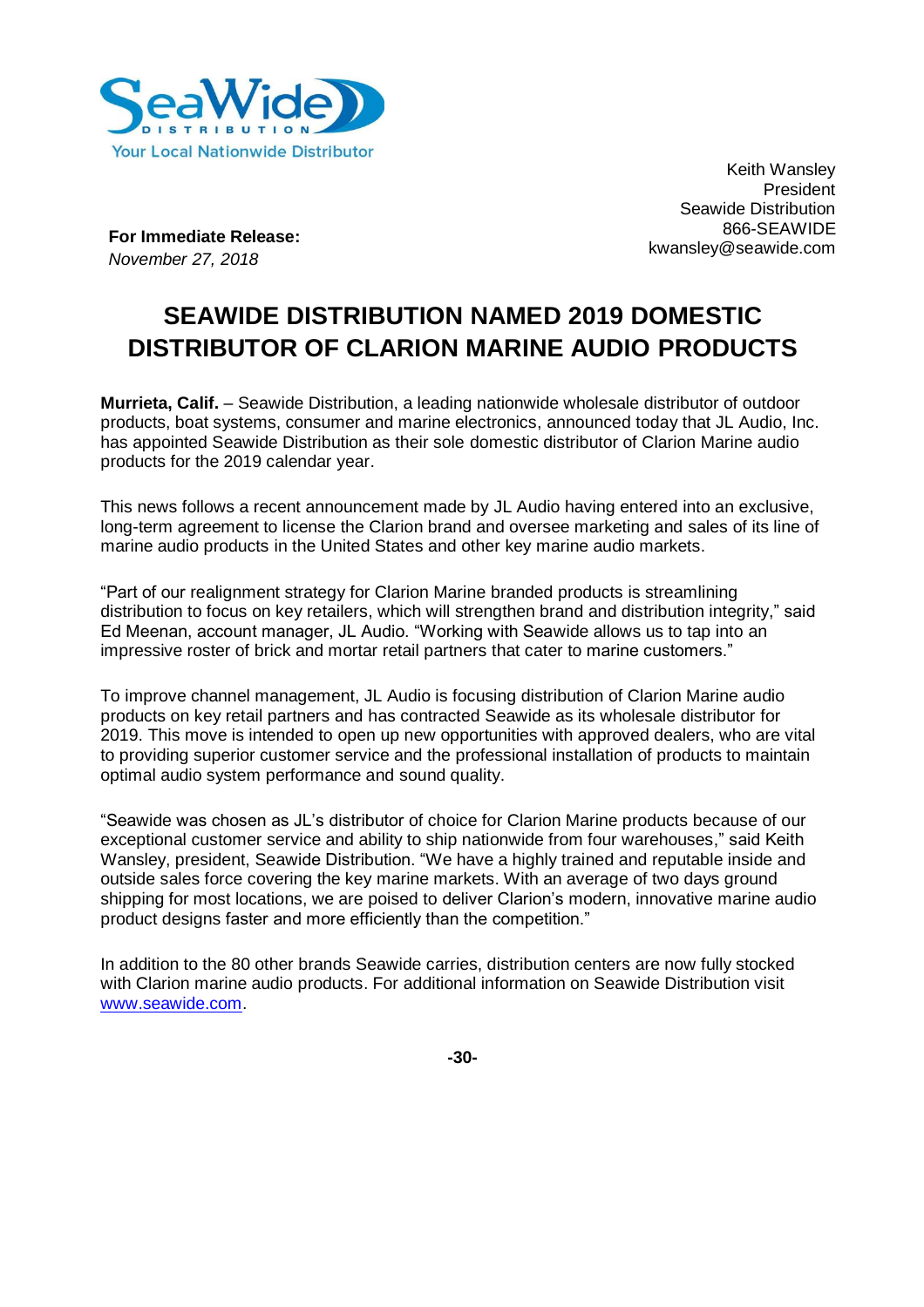SeaWide DISTRIBUTION
Your Local Nationwide Distributor

Keith Wansley
President
Seawide Distribution
866-SEAWIDE
kwansley@seawide.com

**For Immediate Release:**
*November 27, 2018*

# SEAWIDE DISTRIBUTION NAMED 2019 DOMESTIC DISTRIBUTOR OF CLARION MARINE AUDIO PRODUCTS

**Murrieta, Calif.** – Seawide Distribution, a leading nationwide wholesale distributor of outdoor products, boat systems, consumer and marine electronics, announced today that JL Audio, Inc. has appointed Seawide Distribution as their sole domestic distributor of Clarion Marine audio products for the 2019 calendar year.

This news follows a recent announcement made by JL Audio having entered into an exclusive, long-term agreement to license the Clarion brand and oversee marketing and sales of its line of marine audio products in the United States and other key marine audio markets.

"Part of our realignment strategy for Clarion Marine branded products is streamlining distribution to focus on key retailers, which will strengthen brand and distribution integrity," said Ed Meenan, account manager, JL Audio. "Working with Seawide allows us to tap into an impressive roster of brick and mortar retail partners that cater to marine customers."

To improve channel management, JL Audio is focusing distribution of Clarion Marine audio products on key retail partners and has contracted Seawide as its wholesale distributor for 2019. This move is intended to open up new opportunities with approved dealers, who are vital to providing superior customer service and the professional installation of products to maintain optimal audio system performance and sound quality.

"Seawide was chosen as JL's distributor of choice for Clarion Marine products because of our exceptional customer service and ability to ship nationwide from four warehouses," said Keith Wansley, president, Seawide Distribution. "We have a highly trained and reputable inside and outside sales force covering the key marine markets. With an average of two days ground shipping for most locations, we are poised to deliver Clarion's modern, innovative marine audio product designs faster and more efficiently than the competition."

In addition to the 80 other brands Seawide carries, distribution centers are now fully stocked with Clarion marine audio products. For additional information on Seawide Distribution visit www.seawide.com.

**-30-**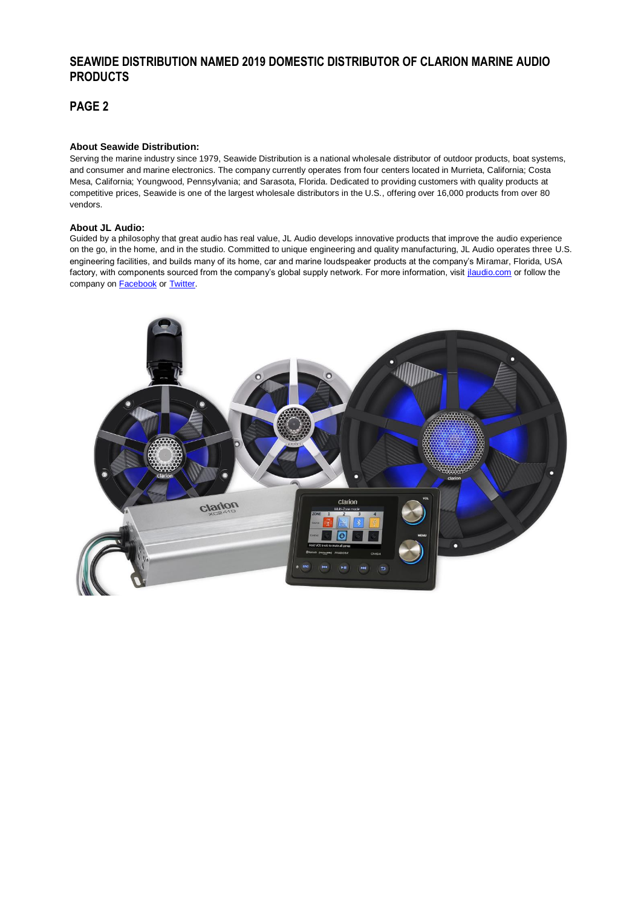## SEAWIDE DISTRIBUTION NAMED 2019 DOMESTIC DISTRIBUTOR OF CLARION MARINE AUDIO PRODUCTS

## PAGE 2

**About Seawide Distribution:**
Serving the marine industry since 1979, Seawide Distribution is a national wholesale distributor of outdoor products, boat systems, and consumer and marine electronics. The company currently operates from four centers located in Murrieta, California; Costa Mesa, California; Youngwood, Pennsylvania; and Sarasota, Florida. Dedicated to providing customers with quality products at competitive prices, Seawide is one of the largest wholesale distributors in the U.S., offering over 16,000 products from over 80 vendors.

**About JL Audio:**
Guided by a philosophy that great audio has real value, JL Audio develops innovative products that improve the audio experience on the go, in the home, and in the studio. Committed to unique engineering and quality manufacturing, JL Audio operates three U.S. engineering facilities, and builds many of its home, car and marine loudspeaker products at the company's Miramar, Florida, USA factory, with components sourced from the company's global supply network. For more information, visit [jlaudio.com](jlaudio.com) or follow the company on [Facebook]() or [Twitter]().